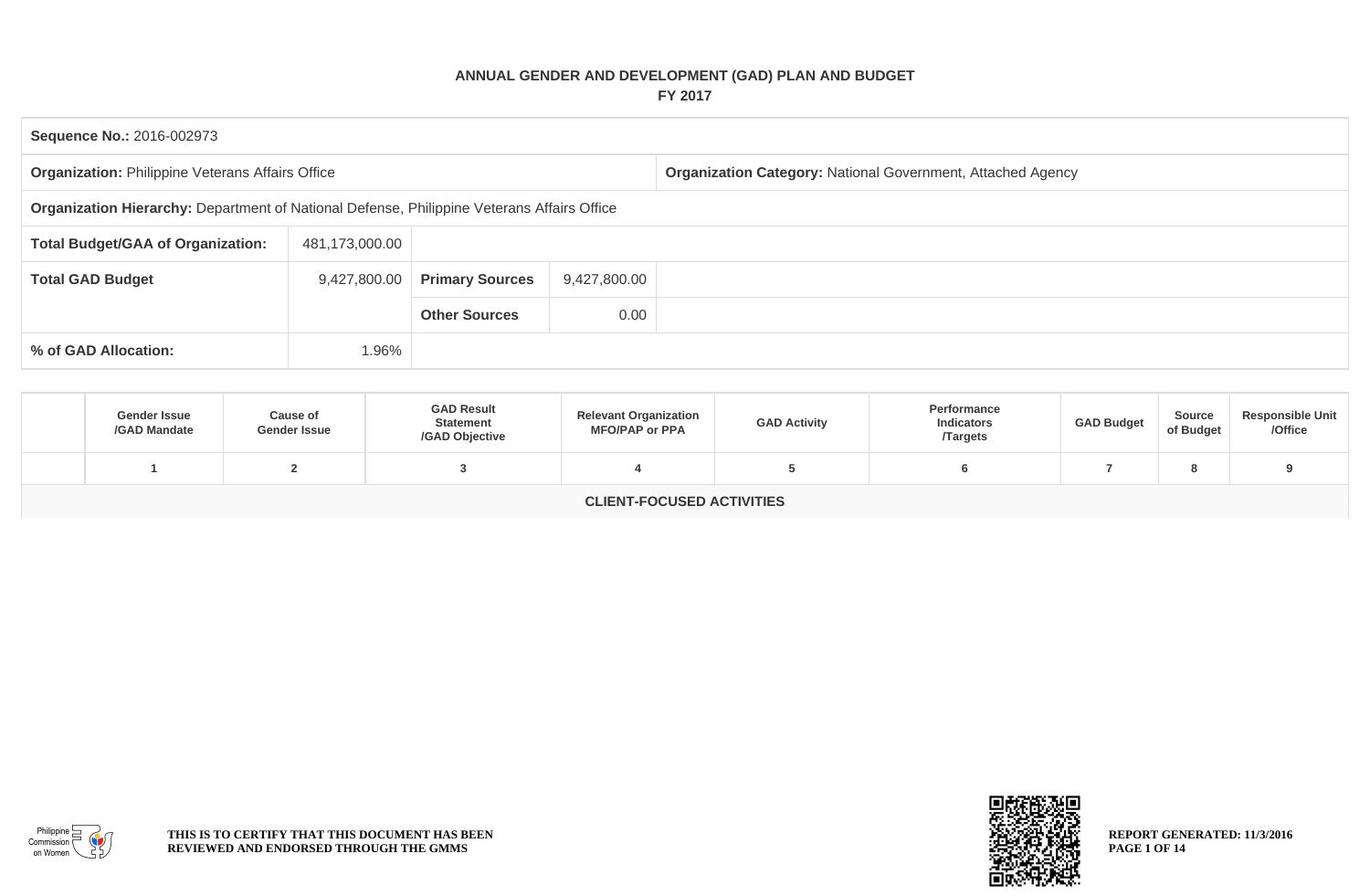# ANNUAL GENDER AND DEVELOPMENT (GAD) PLAN AND BUDGET

## FY 2017

| | | | | |
|---|---|---|---|---|
| **Sequence No.:** 2016-002973 | | | | |
| **Organization:** Philippine Veterans Affairs Office | | | | **Organization Category:** National Government, Attached Agency |
| **Organization Hierarchy:** Department of National Defense, Philippine Veterans Affairs Office | | | | |
| **Total Budget/GAA of Organization:** | 481,173,000.00 | | | |
| **Total GAD Budget** | 9,427,800.00 | **Primary Sources** | 9,427,800.00 | |
| | | **Other Sources** | 0.00 | |
| **% of GAD Allocation:** | 1.96% | | | |

| | Gender Issue /GAD Mandate | Cause of Gender Issue | GAD Result Statement /GAD Objective | Relevant Organization MFO/PAP or PPA | GAD Activity | Performance Indicators /Targets | GAD Budget | Source of Budget | Responsible Unit /Office |
|---|---|---|---|---|---|---|---|---|---|
| | 1 | 2 | 3 | 4 | 5 | 6 | 7 | 8 | 9 |
| **CLIENT-FOCUSED ACTIVITIES** | | | | | | | | | |

THIS IS TO CERTIFY THAT THIS DOCUMENT HAS BEEN REVIEWED AND ENDORSED THROUGH THE GMMS

REPORT GENERATED: 11/3/2016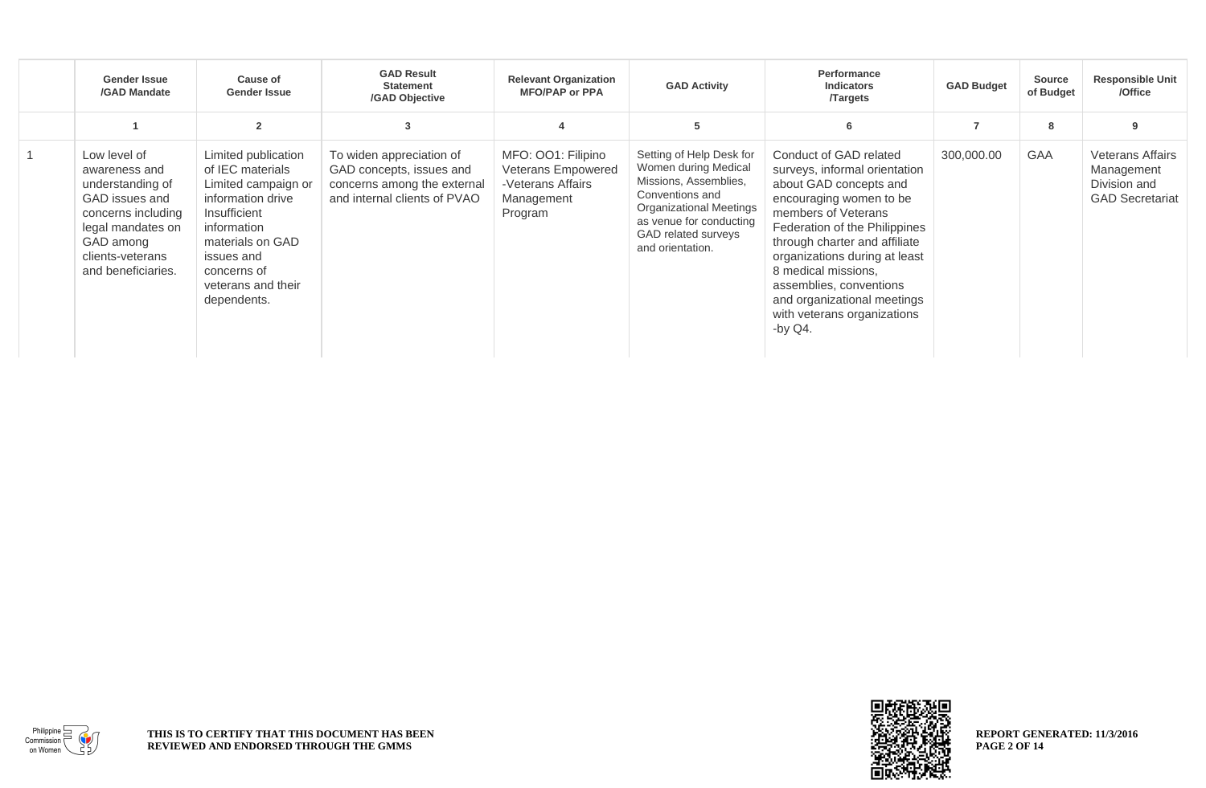| | Gender Issue /GAD Mandate | Cause of Gender Issue | GAD Result Statement /GAD Objective | Relevant Organization MFO/PAP or PPA | GAD Activity | Performance Indicators /Targets | GAD Budget | Source of Budget | Responsible Unit /Office |
|---|---|---|---|---|---|---|---|---|---|
| | 1 | 2 | 3 | 4 | 5 | 6 | 7 | 8 | 9 |
| 1 | Low level of awareness and understanding of GAD issues and concerns including legal mandates on GAD among clients-veterans and beneficiaries. | Limited publication of IEC materials Limited campaign or information drive Insufficient information materials on GAD issues and concerns of veterans and their dependents. | To widen appreciation of GAD concepts, issues and concerns among the external and internal clients of PVAO | MFO: OO1: Filipino Veterans Empowered -Veterans Affairs Management Program | Setting of Help Desk for Women during Medical Missions, Assemblies, Conventions and Organizational Meetings as venue for conducting GAD related surveys and orientation. | Conduct of GAD related surveys, informal orientation about GAD concepts and encouraging women to be members of Veterans Federation of the Philippines through charter and affiliate organizations during at least 8 medical missions, assemblies, conventions and organizational meetings with veterans organizations -by Q4. | 300,000.00 | GAA | Veterans Affairs Management Division and GAD Secretariat |

THIS IS TO CERTIFY THAT THIS DOCUMENT HAS BEEN REVIEWED AND ENDORSED THROUGH THE GMMS

REPORT GENERATED: 11/3/2016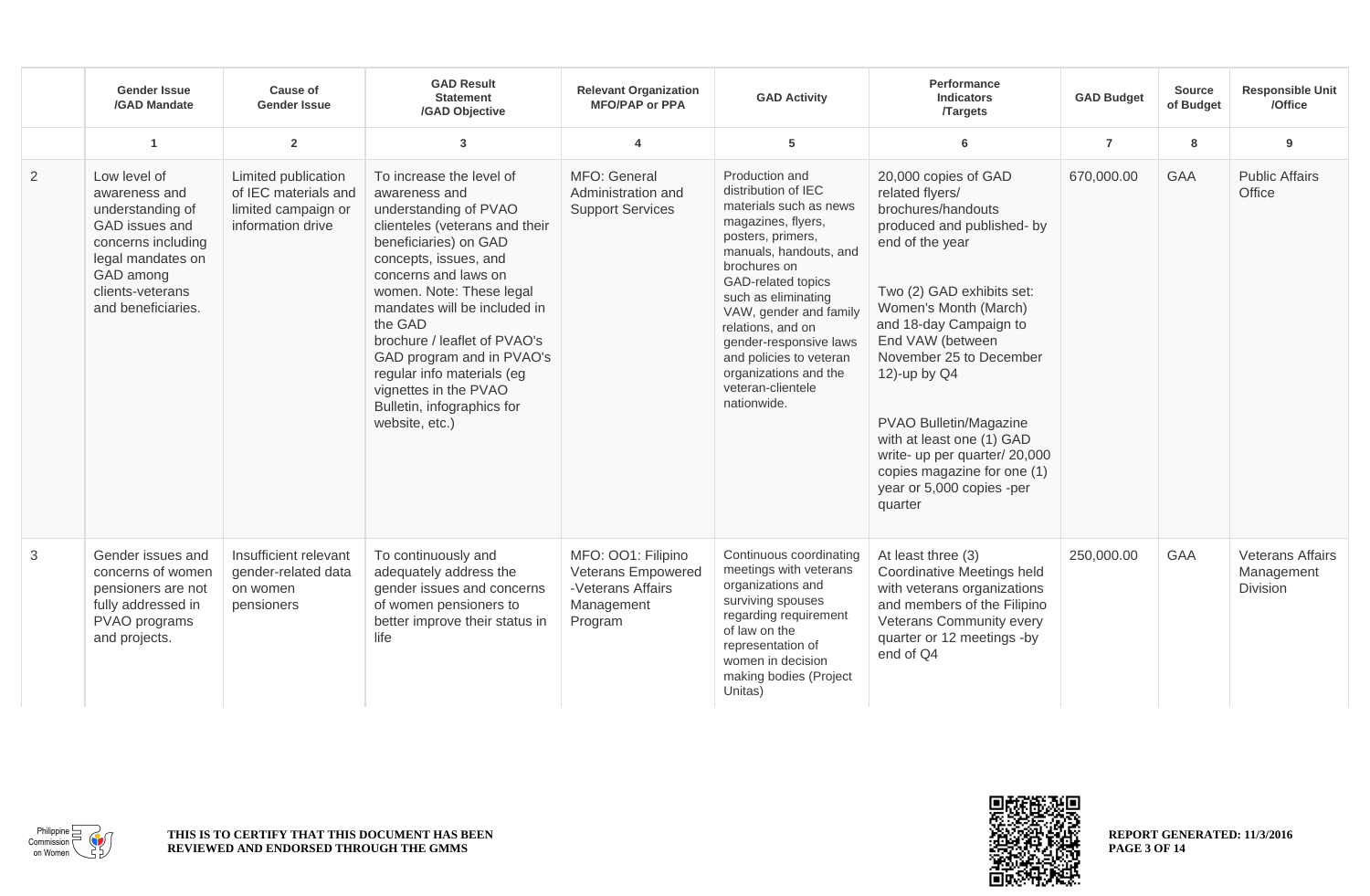| | Gender Issue /GAD Mandate | Cause of Gender Issue | GAD Result Statement /GAD Objective | Relevant Organization MFO/PAP or PPA | GAD Activity | Performance Indicators /Targets | GAD Budget | Source of Budget | Responsible Unit /Office |
|---|---|---|---|---|---|---|---|---|---|
| | 1 | 2 | 3 | 4 | 5 | 6 | 7 | 8 | 9 |
| 2 | Low level of awareness and understanding of GAD issues and concerns including legal mandates on GAD among clients-veterans and beneficiaries. | Limited publication of IEC materials and limited campaign or information drive | To increase the level of awareness and understanding of PVAO clienteles (veterans and their beneficiaries) on GAD concepts, issues, and concerns and laws on women. Note: These legal mandates will be included in the GAD brochure / leaflet of PVAO's GAD program and in PVAO's regular info materials (eg vignettes in the PVAO Bulletin, infographics for website, etc.) | MFO: General Administration and Support Services | Production and distribution of IEC materials such as news magazines, flyers, posters, primers, manuals, handouts, and brochures on GAD-related topics such as eliminating VAW, gender and family relations, and on gender-responsive laws and policies to veteran organizations and the veteran-clientele nationwide. | 20,000 copies of GAD related flyers/ brochures/handouts produced and published- by end of the year<br><br>Two (2) GAD exhibits set: Women's Month (March) and 18-day Campaign to End VAW (between November 25 to December 12)-up by Q4<br><br>PVAO Bulletin/Magazine with at least one (1) GAD write- up per quarter/ 20,000 copies magazine for one (1) year or 5,000 copies -per quarter | 670,000.00 | GAA | Public Affairs Office |
| 3 | Gender issues and concerns of women pensioners are not fully addressed in PVAO programs and projects. | Insufficient relevant gender-related data on women pensioners | To continuously and adequately address the gender issues and concerns of women pensioners to better improve their status in life | MFO: OO1: Filipino Veterans Empowered -Veterans Affairs Management Program | Continuous coordinating meetings with veterans organizations and surviving spouses regarding requirement of law on the representation of women in decision making bodies (Project Unitas) | At least three (3) Coordinative Meetings held with veterans organizations and members of the Filipino Veterans Community every quarter or 12 meetings -by end of Q4 | 250,000.00 | GAA | Veterans Affairs Management Division |

THIS IS TO CERTIFY THAT THIS DOCUMENT HAS BEEN REVIEWED AND ENDORSED THROUGH THE GMMS

REPORT GENERATED: 11/3/2016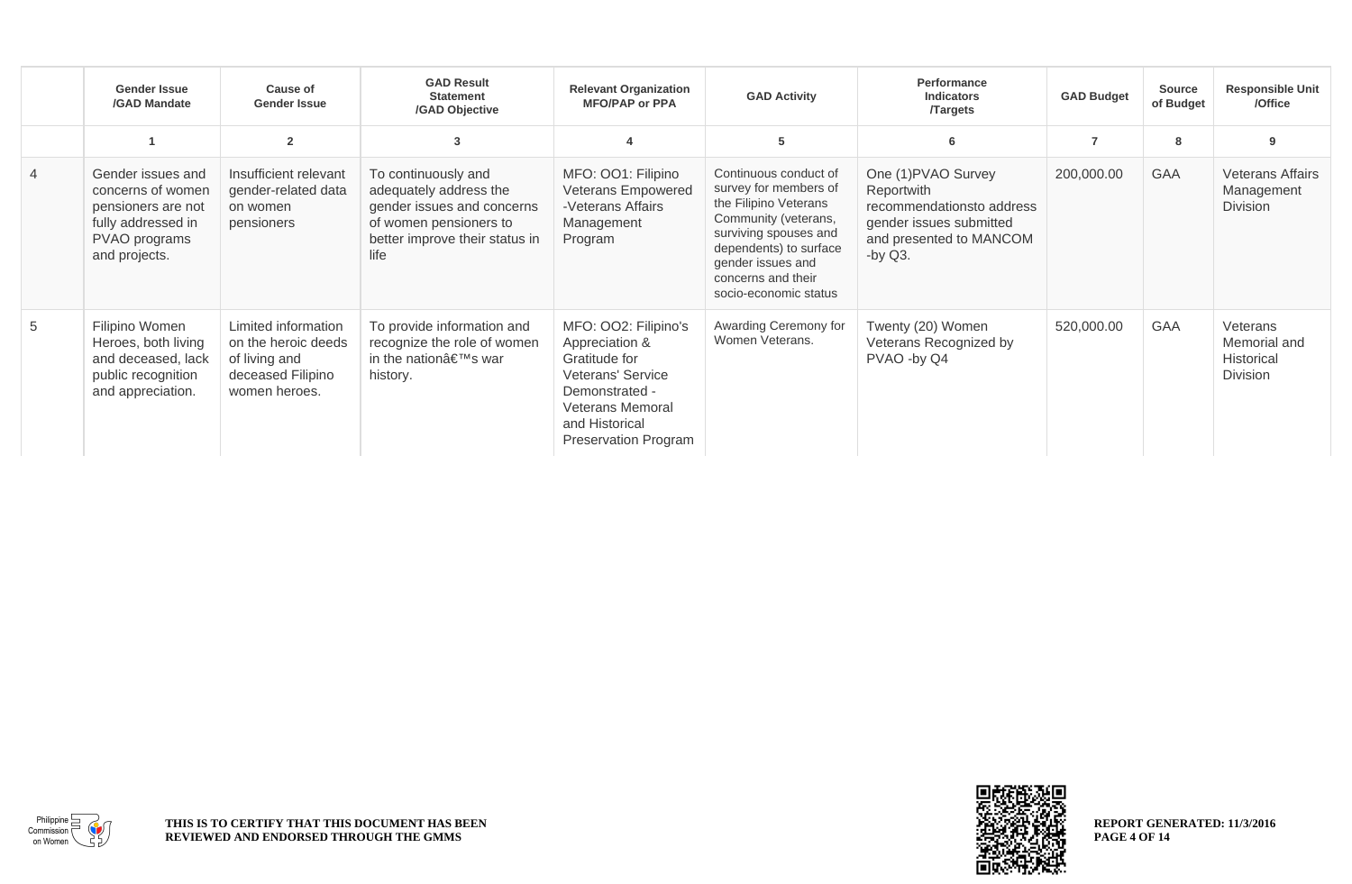| | Gender Issue /GAD Mandate | Cause of Gender Issue | GAD Result Statement /GAD Objective | Relevant Organization MFO/PAP or PPA | GAD Activity | Performance Indicators /Targets | GAD Budget | Source of Budget | Responsible Unit /Office |
|---|---|---|---|---|---|---|---|---|---|
| | 1 | 2 | 3 | 4 | 5 | 6 | 7 | 8 | 9 |
| 4 | Gender issues and concerns of women pensioners are not fully addressed in PVAO programs and projects. | Insufficient relevant gender-related data on women pensioners | To continuously and adequately address the gender issues and concerns of women pensioners to better improve their status in life | MFO: OO1: Filipino Veterans Empowered -Veterans Affairs Management Program | Continuous conduct of survey for members of the Filipino Veterans Community (veterans, surviving spouses and dependents) to surface gender issues and concerns and their socio-economic status | One (1)PVAO Survey Reportwith recommendationsto address gender issues submitted and presented to MANCOM -by Q3. | 200,000.00 | GAA | Veterans Affairs Management Division |
| 5 | Filipino Women Heroes, both living and deceased, lack public recognition and appreciation. | Limited information on the heroic deeds of living and deceased Filipino women heroes. | To provide information and recognize the role of women in the nationâ€™s war history. | MFO: OO2: Filipino's Appreciation & Gratitude for Veterans' Service Demonstrated -Veterans Memoral and Historical Preservation Program | Awarding Ceremony for Women Veterans. | Twenty (20) Women Veterans Recognized by PVAO -by Q4 | 520,000.00 | GAA | Veterans Memorial and Historical Division |

THIS IS TO CERTIFY THAT THIS DOCUMENT HAS BEEN REVIEWED AND ENDORSED THROUGH THE GMMS

REPORT GENERATED: 11/3/2016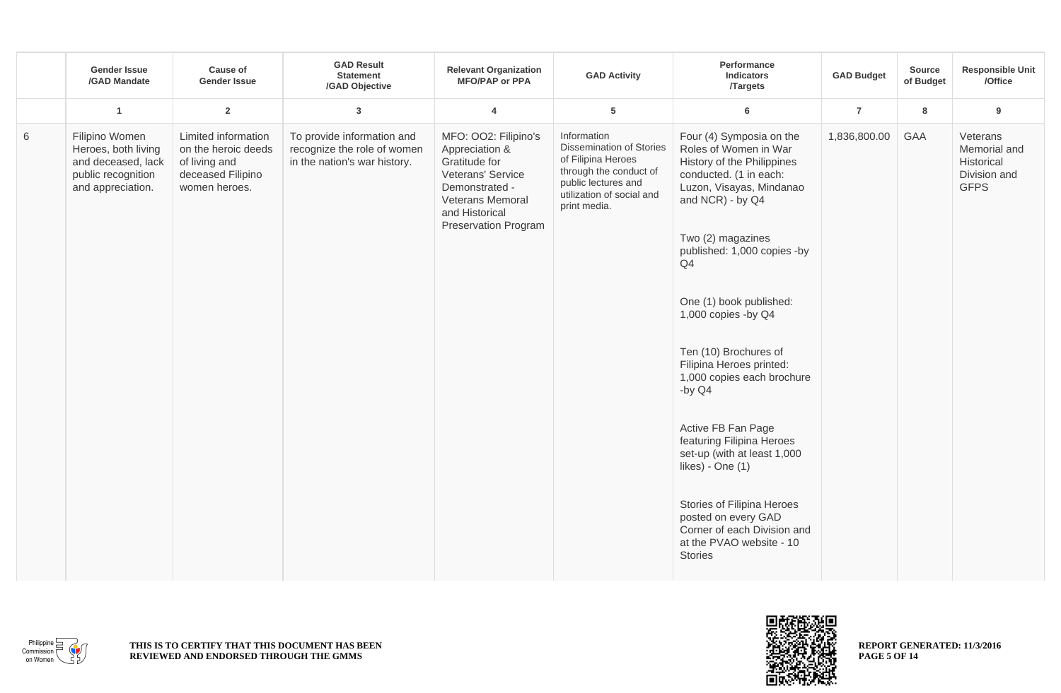| | Gender Issue /GAD Mandate | Cause of Gender Issue | GAD Result Statement /GAD Objective | Relevant Organization MFO/PAP or PPA | GAD Activity | Performance Indicators /Targets | GAD Budget | Source of Budget | Responsible Unit /Office |
|---|---|---|---|---|---|---|---|---|---|
| | 1 | 2 | 3 | 4 | 5 | 6 | 7 | 8 | 9 |
| 6 | Filipino Women Heroes, both living and deceased, lack public recognition and appreciation. | Limited information on the heroic deeds of living and deceased Filipino women heroes. | To provide information and recognize the role of women in the nation's war history. | MFO: OO2: Filipino's Appreciation & Gratitude for Veterans' Service Demonstrated - Veterans Memoral and Historical Preservation Program | Information Dissemination of Stories of Filipina Heroes through the conduct of public lectures and utilization of social and print media. | Four (4) Symposia on the Roles of Women in War History of the Philippines conducted. (1 in each: Luzon, Visayas, Mindanao and NCR) - by Q4<br><br>Two (2) magazines published: 1,000 copies -by Q4<br><br>One (1) book published: 1,000 copies -by Q4<br><br>Ten (10) Brochures of Filipina Heroes printed: 1,000 copies each brochure -by Q4<br><br>Active FB Fan Page featuring Filipina Heroes set-up (with at least 1,000 likes) - One (1)<br><br>Stories of Filipina Heroes posted on every GAD Corner of each Division and at the PVAO website - 10 Stories | 1,836,800.00 | GAA | Veterans Memorial and Historical Division and GFPS |

THIS IS TO CERTIFY THAT THIS DOCUMENT HAS BEEN REVIEWED AND ENDORSED THROUGH THE GMMS

REPORT GENERATED: 11/3/2016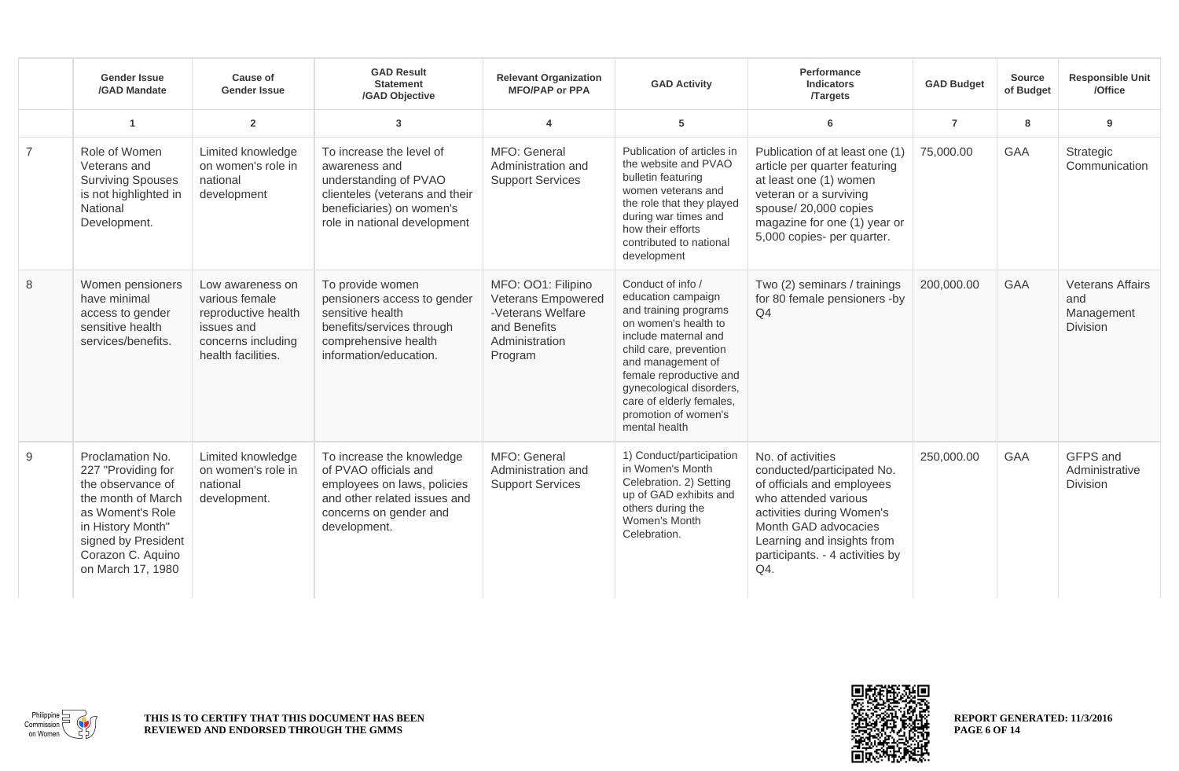| | Gender Issue /GAD Mandate | Cause of Gender Issue | GAD Result Statement /GAD Objective | Relevant Organization MFO/PAP or PPA | GAD Activity | Performance Indicators /Targets | GAD Budget | Source of Budget | Responsible Unit /Office |
|---|---|---|---|---|---|---|---|---|---|
| | 1 | 2 | 3 | 4 | 5 | 6 | 7 | 8 | 9 |
| 7 | Role of Women Veterans and Surviving Spouses is not highlighted in National Development. | Limited knowledge on women's role in national development | To increase the level of awareness and understanding of PVAO clienteles (veterans and their beneficiaries) on women's role in national development | MFO: General Administration and Support Services | Publication of articles in the website and PVAO bulletin featuring women veterans and the role that they played during war times and how their efforts contributed to national development | Publication of at least one (1) article per quarter featuring at least one (1) women veteran or a surviving spouse/ 20,000 copies magazine for one (1) year or 5,000 copies- per quarter. | 75,000.00 | GAA | Strategic Communication |
| 8 | Women pensioners have minimal access to gender sensitive health services/benefits. | Low awareness on various female reproductive health issues and concerns including health facilities. | To provide women pensioners access to gender sensitive health benefits/services through comprehensive health information/education. | MFO: OO1: Filipino Veterans Empowered -Veterans Welfare and Benefits Administration Program | Conduct of info / education campaign and training programs on women's health to include maternal and child care, prevention and management of female reproductive and gynecological disorders, care of elderly females, promotion of women's mental health | Two (2) seminars / trainings for 80 female pensioners -by Q4 | 200,000.00 | GAA | Veterans Affairs and Management Division |
| 9 | Proclamation No. 227 "Providing for the observance of the month of March as Woment's Role in History Month" signed by President Corazon C. Aquino on March 17, 1980 | Limited knowledge on women's role in national development. | To increase the knowledge of PVAO officials and employees on laws, policies and other related issues and concerns on gender and development. | MFO: General Administration and Support Services | 1) Conduct/participation in Women's Month Celebration. 2) Setting up of GAD exhibits and others during the Women's Month Celebration. | No. of activities conducted/participated No. of officials and employees who attended various activities during Women's Month GAD advocacies Learning and insights from participants. - 4 activities by Q4. | 250,000.00 | GAA | GFPS and Administrative Division |

THIS IS TO CERTIFY THAT THIS DOCUMENT HAS BEEN REVIEWED AND ENDORSED THROUGH THE GMMS

REPORT GENERATED: 11/3/2016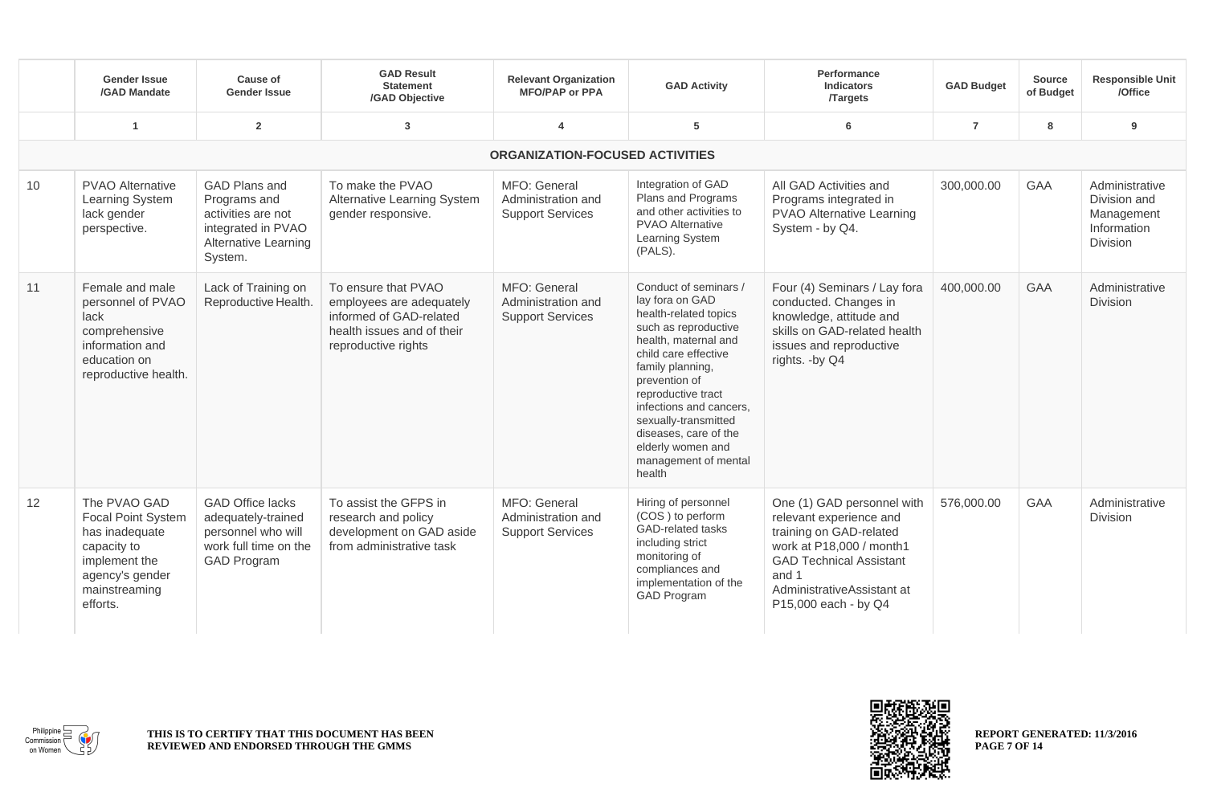| | Gender Issue /GAD Mandate | Cause of Gender Issue | GAD Result Statement /GAD Objective | Relevant Organization MFO/PAP or PPA | GAD Activity | Performance Indicators /Targets | GAD Budget | Source of Budget | Responsible Unit /Office |
|---|---|---|---|---|---|---|---|---|---|
| | 1 | 2 | 3 | 4 | 5 | 6 | 7 | 8 | 9 |
| | | | | **ORGANIZATION-FOCUSED ACTIVITIES** | | | | | |
| 10 | PVAO Alternative Learning System lack gender perspective. | GAD Plans and Programs and activities are not integrated in PVAO Alternative Learning System. | To make the PVAO Alternative Learning System gender responsive. | MFO: General Administration and Support Services | Integration of GAD Plans and Programs and other activities to PVAO Alternative Learning System (PALS). | All GAD Activities and Programs integrated in PVAO Alternative Learning System - by Q4. | 300,000.00 | GAA | Administrative Division and Management Information Division |
| 11 | Female and male personnel of PVAO lack comprehensive information and education on reproductive health. | Lack of Training on Reproductive Health. | To ensure that PVAO employees are adequately informed of GAD-related health issues and of their reproductive rights | MFO: General Administration and Support Services | Conduct of seminars / lay fora on GAD health-related topics such as reproductive health, maternal and child care effective family planning, prevention of reproductive tract infections and cancers, sexually-transmitted diseases, care of the elderly women and management of mental health | Four (4) Seminars / Lay fora conducted. Changes in knowledge, attitude and skills on GAD-related health issues and reproductive rights. -by Q4 | 400,000.00 | GAA | Administrative Division |
| 12 | The PVAO GAD Focal Point System has inadequate capacity to implement the agency's gender mainstreaming efforts. | GAD Office lacks adequately-trained personnel who will work full time on the GAD Program | To assist the GFPS in research and policy development on GAD aside from administrative task | MFO: General Administration and Support Services | Hiring of personnel (COS ) to perform GAD-related tasks including strict monitoring of compliances and implementation of the GAD Program | One (1) GAD personnel with relevant experience and training on GAD-related work at P18,000 / month1 GAD Technical Assistant and 1 AdministrativeAssistant at P15,000 each - by Q4 | 576,000.00 | GAA | Administrative Division |

THIS IS TO CERTIFY THAT THIS DOCUMENT HAS BEEN REVIEWED AND ENDORSED THROUGH THE GMMS

REPORT GENERATED: 11/3/2016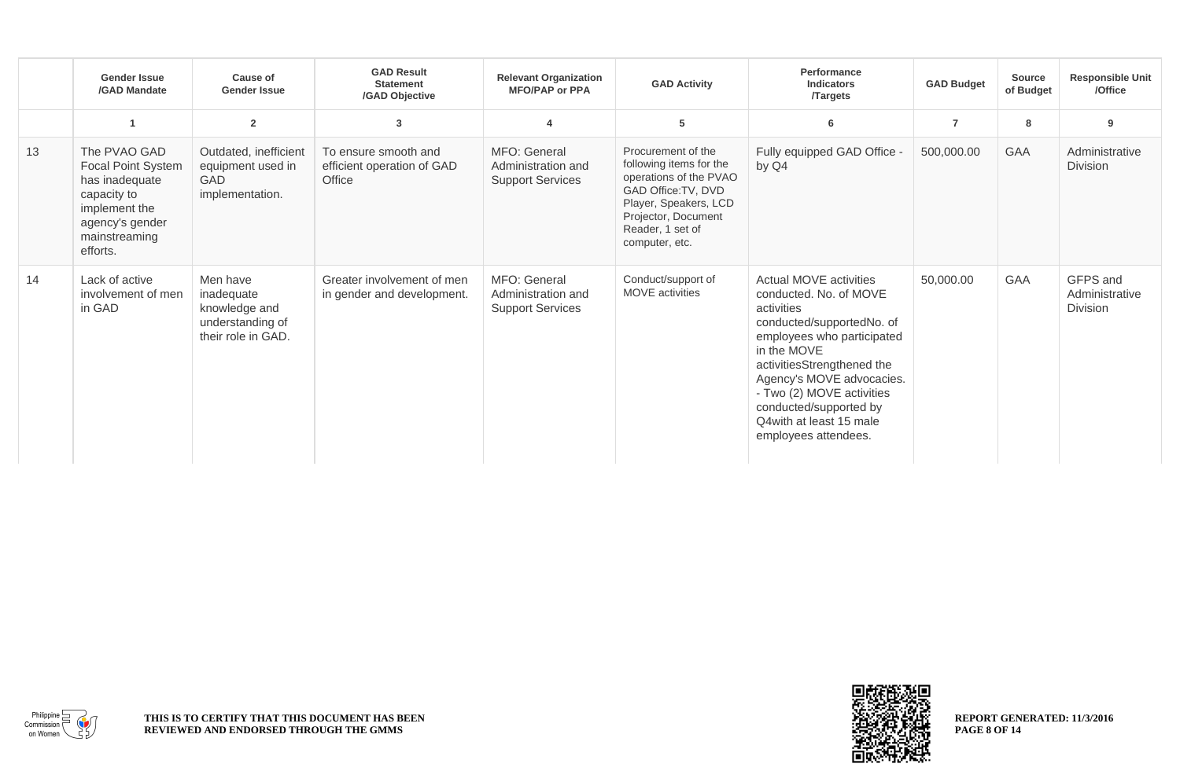| | Gender Issue /GAD Mandate | Cause of Gender Issue | GAD Result Statement /GAD Objective | Relevant Organization MFO/PAP or PPA | GAD Activity | Performance Indicators /Targets | GAD Budget | Source of Budget | Responsible Unit /Office |
|---|---|---|---|---|---|---|---|---|---|
| | 1 | 2 | 3 | 4 | 5 | 6 | 7 | 8 | 9 |
| 13 | The PVAO GAD Focal Point System has inadequate capacity to implement the agency's gender mainstreaming efforts. | Outdated, inefficient equipment used in GAD implementation. | To ensure smooth and efficient operation of GAD Office | MFO: General Administration and Support Services | Procurement of the following items for the operations of the PVAO GAD Office:TV, DVD Player, Speakers, LCD Projector, Document Reader, 1 set of computer, etc. | Fully equipped GAD Office - by Q4 | 500,000.00 | GAA | Administrative Division |
| 14 | Lack of active involvement of men in GAD | Men have inadequate knowledge and understanding of their role in GAD. | Greater involvement of men in gender and development. | MFO: General Administration and Support Services | Conduct/support of MOVE activities | Actual MOVE activities conducted. No. of MOVE activities conducted/supportedNo. of employees who participated in the MOVE activitiesStrengthened the Agency's MOVE advocacies. - Two (2) MOVE activities conducted/supported by Q4with at least 15 male employees attendees. | 50,000.00 | GAA | GFPS and Administrative Division |

THIS IS TO CERTIFY THAT THIS DOCUMENT HAS BEEN REVIEWED AND ENDORSED THROUGH THE GMMS

REPORT GENERATED: 11/3/2016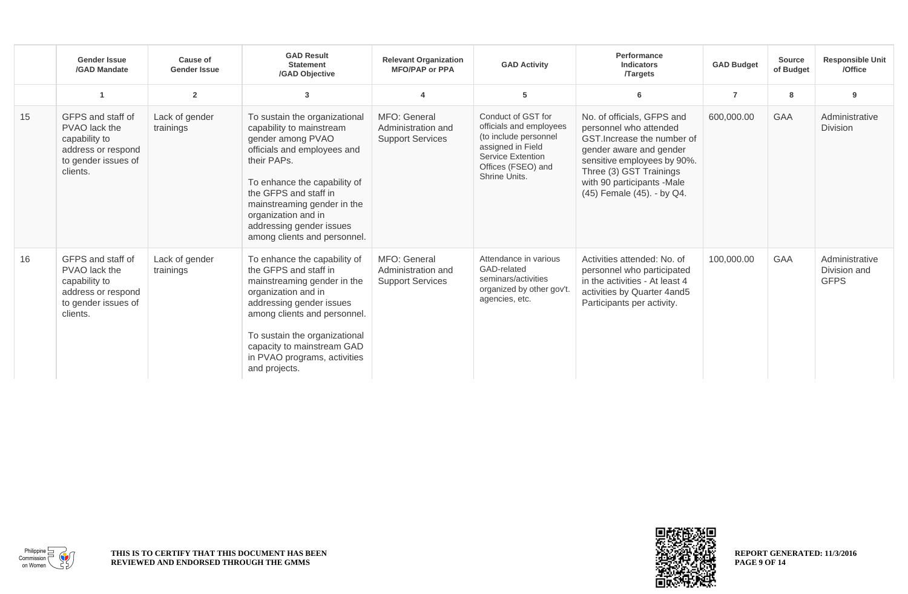| | Gender Issue /GAD Mandate | Cause of Gender Issue | GAD Result Statement /GAD Objective | Relevant Organization MFO/PAP or PPA | GAD Activity | Performance Indicators /Targets | GAD Budget | Source of Budget | Responsible Unit /Office |
|---|---|---|---|---|---|---|---|---|---|
| | 1 | 2 | 3 | 4 | 5 | 6 | 7 | 8 | 9 |
| 15 | GFPS and staff of PVAO lack the capability to address or respond to gender issues of clients. | Lack of gender trainings | To sustain the organizational capability to mainstream gender among PVAO officials and employees and their PAPs. To enhance the capability of the GFPS and staff in mainstreaming gender in the organization and in addressing gender issues among clients and personnel. | MFO: General Administration and Support Services | Conduct of GST for officials and employees (to include personnel assigned in Field Service Extention Offices (FSEO) and Shrine Units. | No. of officials, GFPS and personnel who attended GST.Increase the number of gender aware and gender sensitive employees by 90%. Three (3) GST Trainings with 90 participants -Male (45) Female (45). - by Q4. | 600,000.00 | GAA | Administrative Division |
| 16 | GFPS and staff of PVAO lack the capability to address or respond to gender issues of clients. | Lack of gender trainings | To enhance the capability of the GFPS and staff in mainstreaming gender in the organization and in addressing gender issues among clients and personnel. To sustain the organizational capacity to mainstream GAD in PVAO programs, activities and projects. | MFO: General Administration and Support Services | Attendance in various GAD-related seminars/activities organized by other gov't. agencies, etc. | Activities attended: No. of personnel who participated in the activities - At least 4 activities by Quarter 4and5 Participants per activity. | 100,000.00 | GAA | Administrative Division and GFPS |

THIS IS TO CERTIFY THAT THIS DOCUMENT HAS BEEN REVIEWED AND ENDORSED THROUGH THE GMMS

REPORT GENERATED: 11/3/2016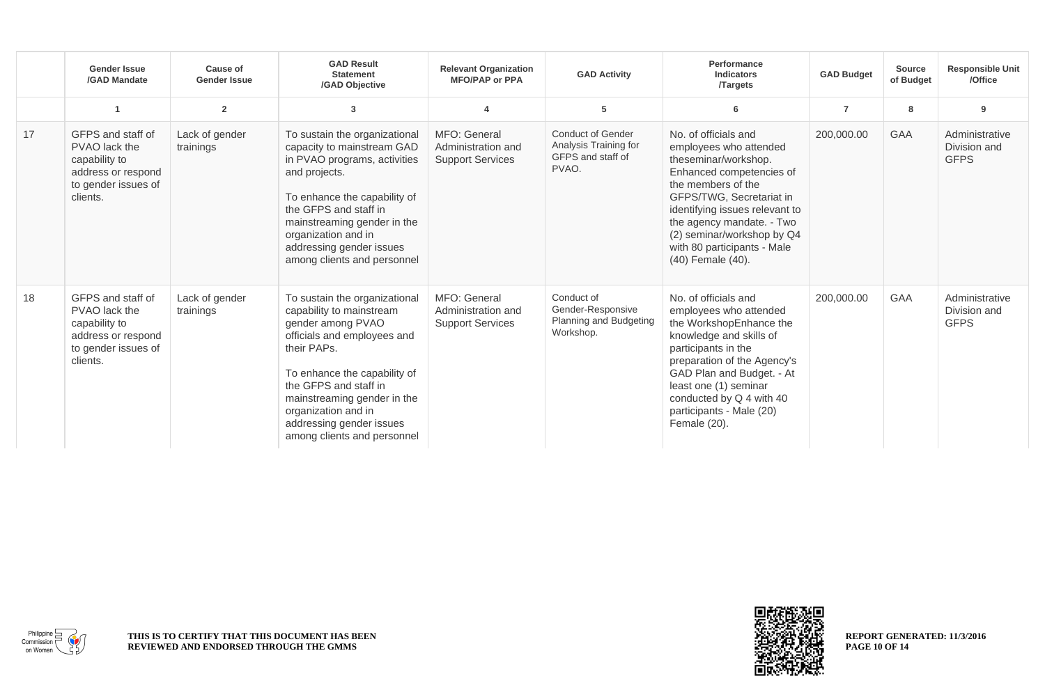| | Gender Issue /GAD Mandate | Cause of Gender Issue | GAD Result Statement /GAD Objective | Relevant Organization MFO/PAP or PPA | GAD Activity | Performance Indicators /Targets | GAD Budget | Source of Budget | Responsible Unit /Office |
|---|---|---|---|---|---|---|---|---|---|
| | 1 | 2 | 3 | 4 | 5 | 6 | 7 | 8 | 9 |
| 17 | GFPS and staff of PVAO lack the capability to address or respond to gender issues of clients. | Lack of gender trainings | To sustain the organizational capacity to mainstream GAD in PVAO programs, activities and projects.<br><br>To enhance the capability of the GFPS and staff in mainstreaming gender in the organization and in addressing gender issues among clients and personnel | MFO: General Administration and Support Services | Conduct of Gender Analysis Training for GFPS and staff of PVAO. | No. of officials and employees who attended theseminar/workshop. Enhanced competencies of the members of the GFPS/TWG, Secretariat in identifying issues relevant to the agency mandate. - Two (2) seminar/workshop by Q4 with 80 participants - Male (40) Female (40). | 200,000.00 | GAA | Administrative Division and GFPS |
| 18 | GFPS and staff of PVAO lack the capability to address or respond to gender issues of clients. | Lack of gender trainings | To sustain the organizational capability to mainstream gender among PVAO officials and employees and their PAPs.<br><br>To enhance the capability of the GFPS and staff in mainstreaming gender in the organization and in addressing gender issues among clients and personnel | MFO: General Administration and Support Services | Conduct of Gender-Responsive Planning and Budgeting Workshop. | No. of officials and employees who attended the WorkshopEnhance the knowledge and skills of participants in the preparation of the Agency's GAD Plan and Budget. - At least one (1) seminar conducted by Q 4 with 40 participants - Male (20) Female (20). | 200,000.00 | GAA | Administrative Division and GFPS |

THIS IS TO CERTIFY THAT THIS DOCUMENT HAS BEEN REVIEWED AND ENDORSED THROUGH THE GMMS

REPORT GENERATED: 11/3/2016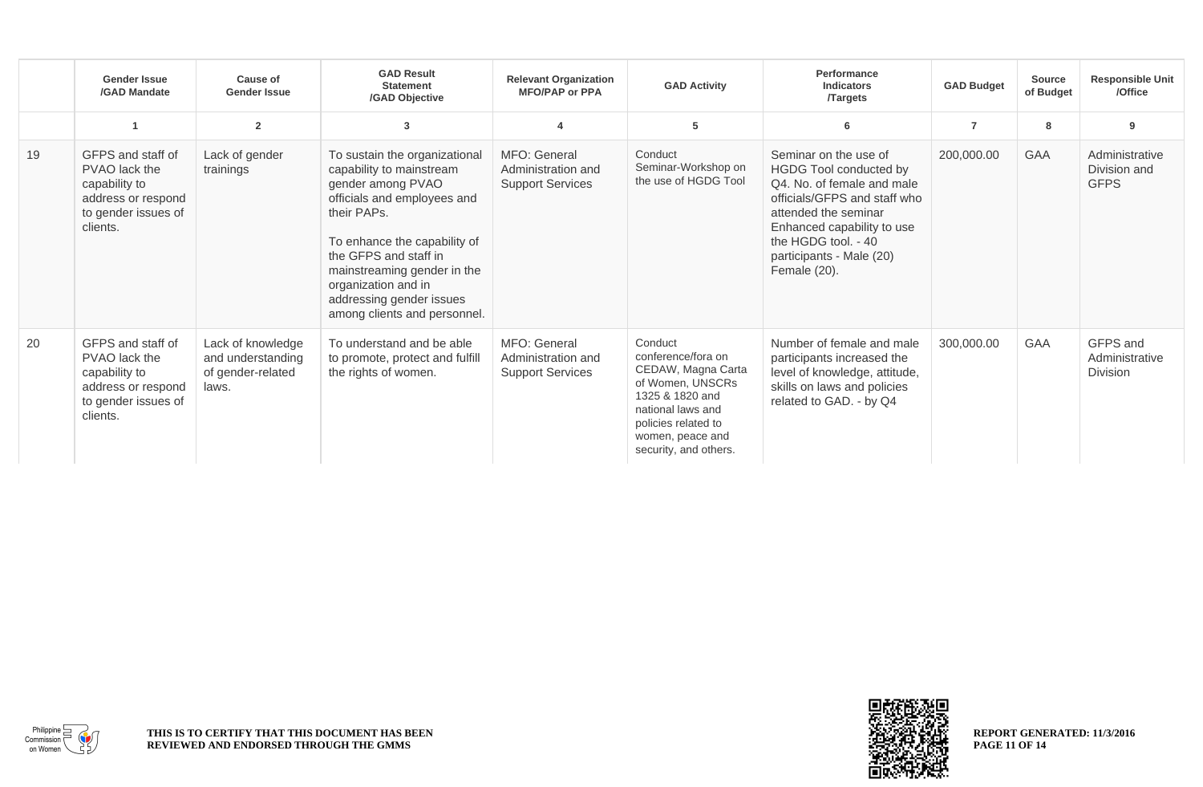| | Gender Issue /GAD Mandate | Cause of Gender Issue | GAD Result Statement /GAD Objective | Relevant Organization MFO/PAP or PPA | GAD Activity | Performance Indicators /Targets | GAD Budget | Source of Budget | Responsible Unit /Office |
|---|---|---|---|---|---|---|---|---|---|
| | 1 | 2 | 3 | 4 | 5 | 6 | 7 | 8 | 9 |
| 19 | GFPS and staff of PVAO lack the capability to address or respond to gender issues of clients. | Lack of gender trainings | To sustain the organizational capability to mainstream gender among PVAO officials and employees and their PAPs.<br><br>To enhance the capability of the GFPS and staff in mainstreaming gender in the organization and in addressing gender issues among clients and personnel. | MFO: General Administration and Support Services | Conduct Seminar-Workshop on the use of HGDG Tool | Seminar on the use of HGDG Tool conducted by Q4. No. of female and male officials/GFPS and staff who attended the seminar Enhanced capability to use the HGDG tool. - 40 participants - Male (20) Female (20). | 200,000.00 | GAA | Administrative Division and GFPS |
| 20 | GFPS and staff of PVAO lack the capability to address or respond to gender issues of clients. | Lack of knowledge and understanding of gender-related laws. | To understand and be able to promote, protect and fulfill the rights of women. | MFO: General Administration and Support Services | Conduct conference/fora on CEDAW, Magna Carta of Women, UNSCRs 1325 & 1820 and national laws and policies related to women, peace and security, and others. | Number of female and male participants increased the level of knowledge, attitude, skills on laws and policies related to GAD. - by Q4 | 300,000.00 | GAA | GFPS and Administrative Division |

THIS IS TO CERTIFY THAT THIS DOCUMENT HAS BEEN REVIEWED AND ENDORSED THROUGH THE GMMS

REPORT GENERATED: 11/3/2016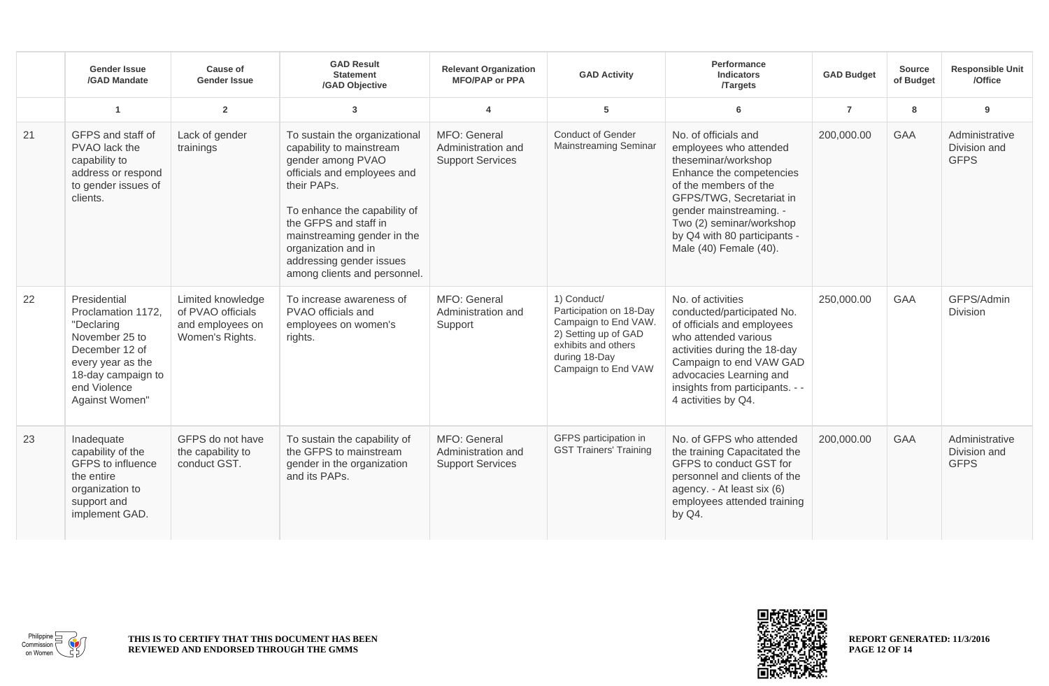| | Gender Issue /GAD Mandate | Cause of Gender Issue | GAD Result Statement /GAD Objective | Relevant Organization MFO/PAP or PPA | GAD Activity | Performance Indicators /Targets | GAD Budget | Source of Budget | Responsible Unit /Office |
|---|---|---|---|---|---|---|---|---|---|
| | 1 | 2 | 3 | 4 | 5 | 6 | 7 | 8 | 9 |
| 21 | GFPS and staff of PVAO lack the capability to address or respond to gender issues of clients. | Lack of gender trainings | To sustain the organizational capability to mainstream gender among PVAO officials and employees and their PAPs. To enhance the capability of the GFPS and staff in mainstreaming gender in the organization and in addressing gender issues among clients and personnel. | MFO: General Administration and Support Services | Conduct of Gender Mainstreaming Seminar | No. of officials and employees who attended theseminar/workshop Enhance the competencies of the members of the GFPS/TWG, Secretariat in gender mainstreaming. - Two (2) seminar/workshop by Q4 with 80 participants - Male (40) Female (40). | 200,000.00 | GAA | Administrative Division and GFPS |
| 22 | Presidential Proclamation 1172, "Declaring November 25 to December 12 of every year as the 18-day campaign to end Violence Against Women" | Limited knowledge of PVAO officials and employees on Women's Rights. | To increase awareness of PVAO officials and employees on women's rights. | MFO: General Administration and Support | 1) Conduct/ Participation on 18-Day Campaign to End VAW. 2) Setting up of GAD exhibits and others during 18-Day Campaign to End VAW | No. of activities conducted/participated No. of officials and employees who attended various activities during the 18-day Campaign to end VAW GAD advocacies Learning and insights from participants. - - 4 activities by Q4. | 250,000.00 | GAA | GFPS/Admin Division |
| 23 | Inadequate capability of the GFPS to influence the entire organization to support and implement GAD. | GFPS do not have the capability to conduct GST. | To sustain the capability of the GFPS to mainstream gender in the organization and its PAPs. | MFO: General Administration and Support Services | GFPS participation in GST Trainers' Training | No. of GFPS who attended the training Capacitated the GFPS to conduct GST for personnel and clients of the agency. - At least six (6) employees attended training by Q4. | 200,000.00 | GAA | Administrative Division and GFPS |

THIS IS TO CERTIFY THAT THIS DOCUMENT HAS BEEN REVIEWED AND ENDORSED THROUGH THE GMMS

REPORT GENERATED: 11/3/2016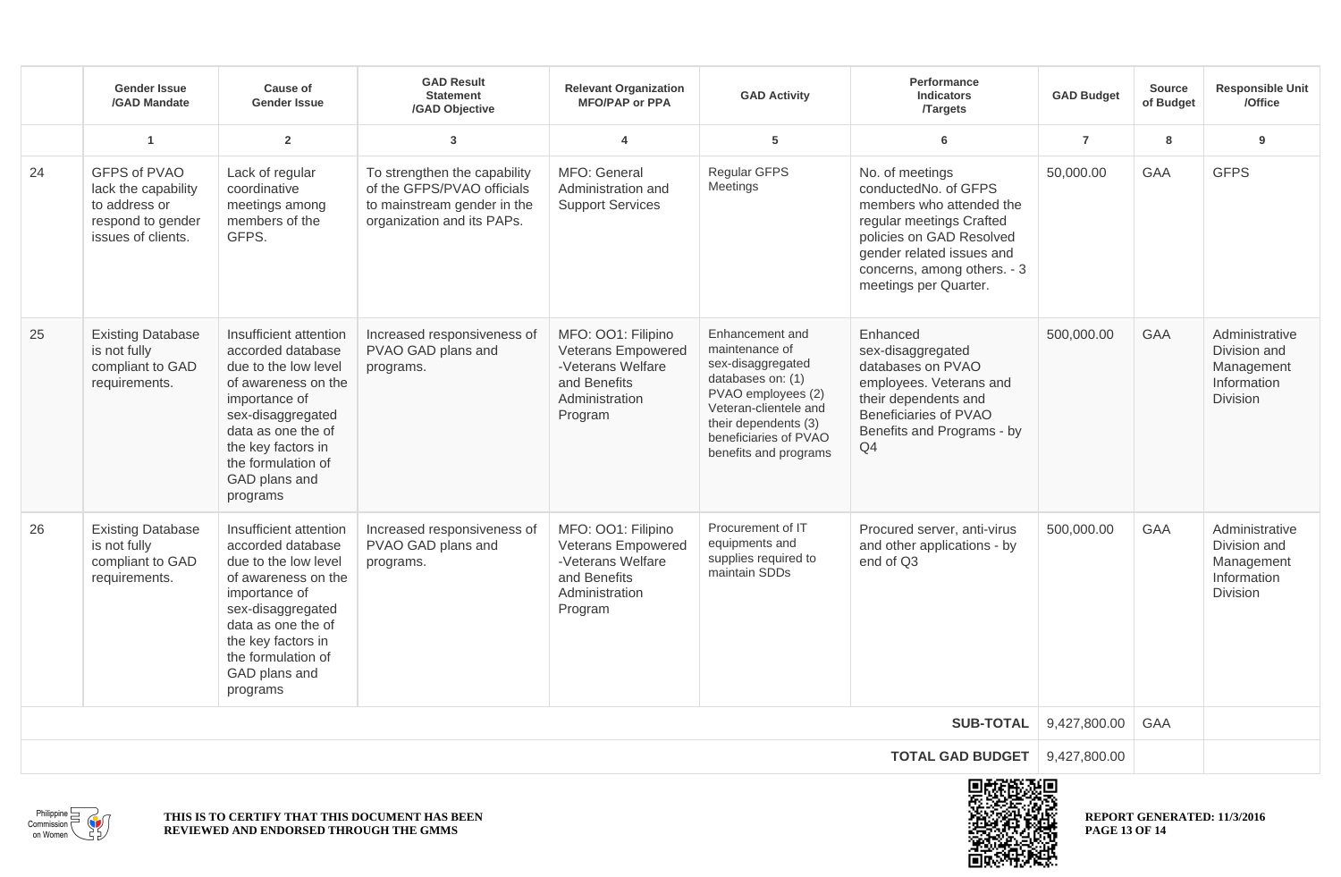| | Gender Issue /GAD Mandate | Cause of Gender Issue | GAD Result Statement /GAD Objective | Relevant Organization MFO/PAP or PPA | GAD Activity | Performance Indicators /Targets | GAD Budget | Source of Budget | Responsible Unit /Office |
|---|---|---|---|---|---|---|---|---|---|
| | 1 | 2 | 3 | 4 | 5 | 6 | 7 | 8 | 9 |
| 24 | GFPS of PVAO lack the capability to address or respond to gender issues of clients. | Lack of regular coordinative meetings among members of the GFPS. | To strengthen the capability of the GFPS/PVAO officials to mainstream gender in the organization and its PAPs. | MFO: General Administration and Support Services | Regular GFPS Meetings | No. of meetings conductedNo. of GFPS members who attended the regular meetings Crafted policies on GAD Resolved gender related issues and concerns, among others. - 3 meetings per Quarter. | 50,000.00 | GAA | GFPS |
| 25 | Existing Database is not fully compliant to GAD requirements. | Insufficient attention accorded database due to the low level of awareness on the importance of sex-disaggregated data as one the of the key factors in the formulation of GAD plans and programs | Increased responsiveness of PVAO GAD plans and programs. | MFO: OO1: Filipino Veterans Empowered -Veterans Welfare and Benefits Administration Program | Enhancement and maintenance of sex-disaggregated databases on: (1) PVAO employees (2) Veteran-clientele and their dependents (3) beneficiaries of PVAO benefits and programs | Enhanced sex-disaggregated databases on PVAO employees. Veterans and their dependents and Beneficiaries of PVAO Benefits and Programs - by Q4 | 500,000.00 | GAA | Administrative Division and Management Information Division |
| 26 | Existing Database is not fully compliant to GAD requirements. | Insufficient attention accorded database due to the low level of awareness on the importance of sex-disaggregated data as one the of the key factors in the formulation of GAD plans and programs | Increased responsiveness of PVAO GAD plans and programs. | MFO: OO1: Filipino Veterans Empowered -Veterans Welfare and Benefits Administration Program | Procurement of IT equipments and supplies required to maintain SDDs | Procured server, anti-virus and other applications - by end of Q3 | 500,000.00 | GAA | Administrative Division and Management Information Division |
| | | | | | | **SUB-TOTAL** | 9,427,800.00 | GAA | |
| | | | | | | **TOTAL GAD BUDGET** | 9,427,800.00 | | |

**THIS IS TO CERTIFY THAT THIS DOCUMENT HAS BEEN REVIEWED AND ENDORSED THROUGH THE GMMS**

**REPORT GENERATED: 11/3/2016**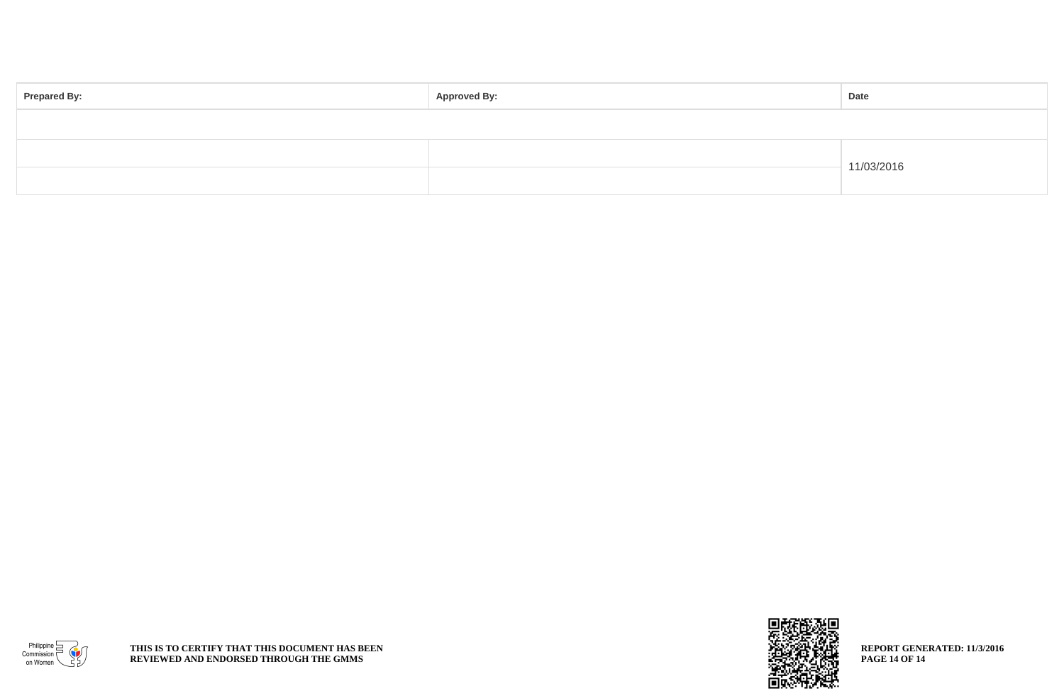| Prepared By: | Approved By: | Date |
|---|---|---|
| | | |
| | | 11/03/2016 |
| | | |

**THIS IS TO CERTIFY THAT THIS DOCUMENT HAS BEEN REVIEWED AND ENDORSED THROUGH THE GMMS**

**REPORT GENERATED: 11/3/2016**